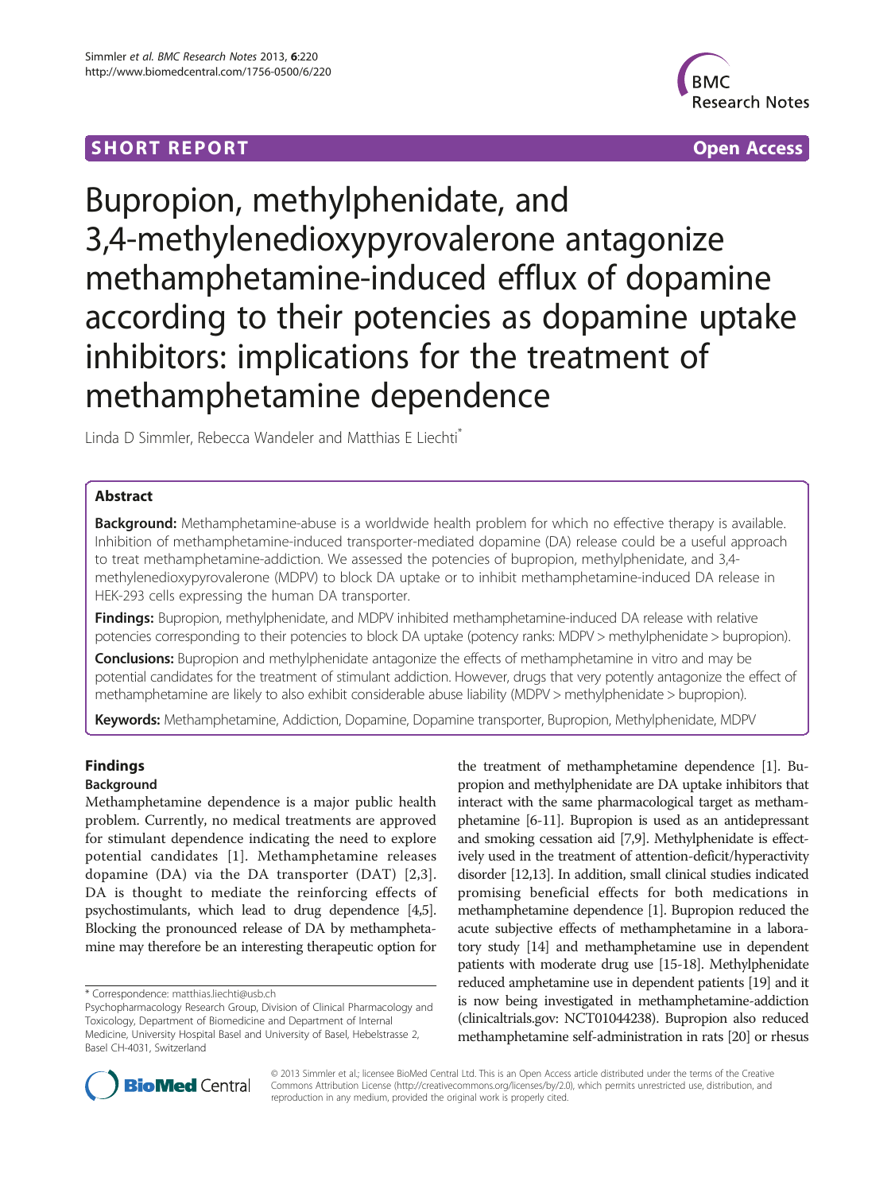**SHORT REPORT** **Open Access**

# Bupropion, methylphenidate, and 3,4-methylenedioxypyrovalerone antagonize methamphetamine-induced efflux of dopamine according to their potencies as dopamine uptake inhibitors: implications for the treatment of methamphetamine dependence

Linda D Simmler, Rebecca Wandeler and Matthias E Liechti*

## Abstract

**Background:** Methamphetamine-abuse is a worldwide health problem for which no effective therapy is available. Inhibition of methamphetamine-induced transporter-mediated dopamine (DA) release could be a useful approach to treat methamphetamine-addiction. We assessed the potencies of bupropion, methylphenidate, and 3,4-methylenedioxypyrovalerone (MDPV) to block DA uptake or to inhibit methamphetamine-induced DA release in HEK-293 cells expressing the human DA transporter.

**Findings:** Bupropion, methylphenidate, and MDPV inhibited methamphetamine-induced DA release with relative potencies corresponding to their potencies to block DA uptake (potency ranks: MDPV > methylphenidate > bupropion).

**Conclusions:** Bupropion and methylphenidate antagonize the effects of methamphetamine in vitro and may be potential candidates for the treatment of stimulant addiction. However, drugs that very potently antagonize the effect of methamphetamine are likely to also exhibit considerable abuse liability (MDPV > methylphenidate > bupropion).

**Keywords:** Methamphetamine, Addiction, Dopamine, Dopamine transporter, Bupropion, Methylphenidate, MDPV

## Findings

### Background

Methamphetamine dependence is a major public health problem. Currently, no medical treatments are approved for stimulant dependence indicating the need to explore potential candidates [1]. Methamphetamine releases dopamine (DA) via the DA transporter (DAT) [2,3]. DA is thought to mediate the reinforcing effects of psychostimulants, which lead to drug dependence [4,5]. Blocking the pronounced release of DA by methamphetamine may therefore be an interesting therapeutic option for the treatment of methamphetamine dependence [1]. Bupropion and methylphenidate are DA uptake inhibitors that interact with the same pharmacological target as methamphetamine [6-11]. Bupropion is used as an antidepressant and smoking cessation aid [7,9]. Methylphenidate is effectively used in the treatment of attention-deficit/hyperactivity disorder [12,13]. In addition, small clinical studies indicated promising beneficial effects for both medications in methamphetamine dependence [1]. Bupropion reduced the acute subjective effects of methamphetamine in a laboratory study [14] and methamphetamine use in dependent patients with moderate drug use [15-18]. Methylphenidate reduced amphetamine use in dependent patients [19] and it is now being investigated in methamphetamine-addiction (clinicaltrials.gov: NCT01044238). Bupropion also reduced methamphetamine self-administration in rats [20] or rhesus

\* Correspondence: matthias.liechti@usb.ch
Psychopharmacology Research Group, Division of Clinical Pharmacology and Toxicology, Department of Biomedicine and Department of Internal Medicine, University Hospital Basel and University of Basel, Hebelstrasse 2, Basel CH-4031, Switzerland

© 2013 Simmler et al.; licensee BioMed Central Ltd. This is an Open Access article distributed under the terms of the Creative Commons Attribution License (http://creativecommons.org/licenses/by/2.0), which permits unrestricted use, distribution, and reproduction in any medium, provided the original work is properly cited.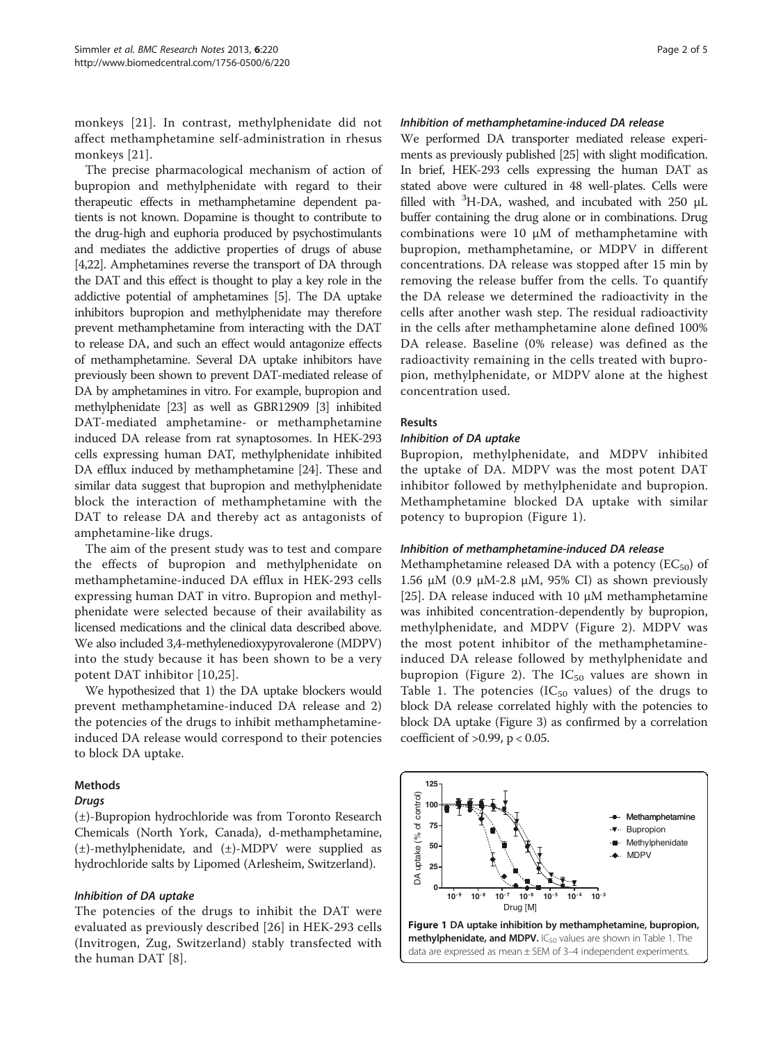monkeys [21]. In contrast, methylphenidate did not affect methamphetamine self-administration in rhesus monkeys [21].

The precise pharmacological mechanism of action of bupropion and methylphenidate with regard to their therapeutic effects in methamphetamine dependent patients is not known. Dopamine is thought to contribute to the drug-high and euphoria produced by psychostimulants and mediates the addictive properties of drugs of abuse [4,22]. Amphetamines reverse the transport of DA through the DAT and this effect is thought to play a key role in the addictive potential of amphetamines [5]. The DA uptake inhibitors bupropion and methylphenidate may therefore prevent methamphetamine from interacting with the DAT to release DA, and such an effect would antagonize effects of methamphetamine. Several DA uptake inhibitors have previously been shown to prevent DAT-mediated release of DA by amphetamines in vitro. For example, bupropion and methylphenidate [23] as well as GBR12909 [3] inhibited DAT-mediated amphetamine- or methamphetamine induced DA release from rat synaptosomes. In HEK-293 cells expressing human DAT, methylphenidate inhibited DA efflux induced by methamphetamine [24]. These and similar data suggest that bupropion and methylphenidate block the interaction of methamphetamine with the DAT to release DA and thereby act as antagonists of amphetamine-like drugs.

The aim of the present study was to test and compare the effects of bupropion and methylphenidate on methamphetamine-induced DA efflux in HEK-293 cells expressing human DAT in vitro. Bupropion and methylphenidate were selected because of their availability as licensed medications and the clinical data described above. We also included 3,4-methylenedioxypyrovalerone (MDPV) into the study because it has been shown to be a very potent DAT inhibitor [10,25].

We hypothesized that 1) the DA uptake blockers would prevent methamphetamine-induced DA release and 2) the potencies of the drugs to inhibit methamphetamine-induced DA release would correspond to their potencies to block DA uptake.

## Methods

### *Drugs*

(±)-Bupropion hydrochloride was from Toronto Research Chemicals (North York, Canada), d-methamphetamine, (±)-methylphenidate, and (±)-MDPV were supplied as hydrochloride salts by Lipomed (Arlesheim, Switzerland).

### *Inhibition of DA uptake*

The potencies of the drugs to inhibit the DAT were evaluated as previously described [26] in HEK-293 cells (Invitrogen, Zug, Switzerland) stably transfected with the human DAT [8].

### *Inhibition of methamphetamine-induced DA release*

We performed DA transporter mediated release experiments as previously published [25] with slight modification. In brief, HEK-293 cells expressing the human DAT as stated above were cultured in 48 well-plates. Cells were filled with $^{3}$H-DA, washed, and incubated with 250 μL buffer containing the drug alone or in combinations. Drug combinations were 10 μM of methamphetamine with bupropion, methamphetamine, or MDPV in different concentrations. DA release was stopped after 15 min by removing the release buffer from the cells. To quantify the DA release we determined the radioactivity in the cells after another wash step. The residual radioactivity in the cells after methamphetamine alone defined 100% DA release. Baseline (0% release) was defined as the radioactivity remaining in the cells treated with bupropion, methylphenidate, or MDPV alone at the highest concentration used.

## Results

### *Inhibition of DA uptake*

Bupropion, methylphenidate, and MDPV inhibited the uptake of DA. MDPV was the most potent DAT inhibitor followed by methylphenidate and bupropion. Methamphetamine blocked DA uptake with similar potency to bupropion (Figure 1).

### *Inhibition of methamphetamine-induced DA release*

Methamphetamine released DA with a potency ($EC_{50}$) of 1.56 μM (0.9 μM-2.8 μM, 95% CI) as shown previously [25]. DA release induced with 10 μM methamphetamine was inhibited concentration-dependently by bupropion, methylphenidate, and MDPV (Figure 2). MDPV was the most potent inhibitor of the methamphetamine-induced DA release followed by methylphenidate and bupropion (Figure 2). The $IC_{50}$ values are shown in Table 1. The potencies ($IC_{50}$ values) of the drugs to block DA release correlated highly with the potencies to block DA uptake (Figure 3) as confirmed by a correlation coefficient of >0.99, $p < 0.05$.

**Figure 1 DA uptake inhibition by methamphetamine, bupropion, methylphenidate, and MDPV.** $IC_{50}$ values are shown in Table 1. The data are expressed as mean ± SEM of 3–4 independent experiments.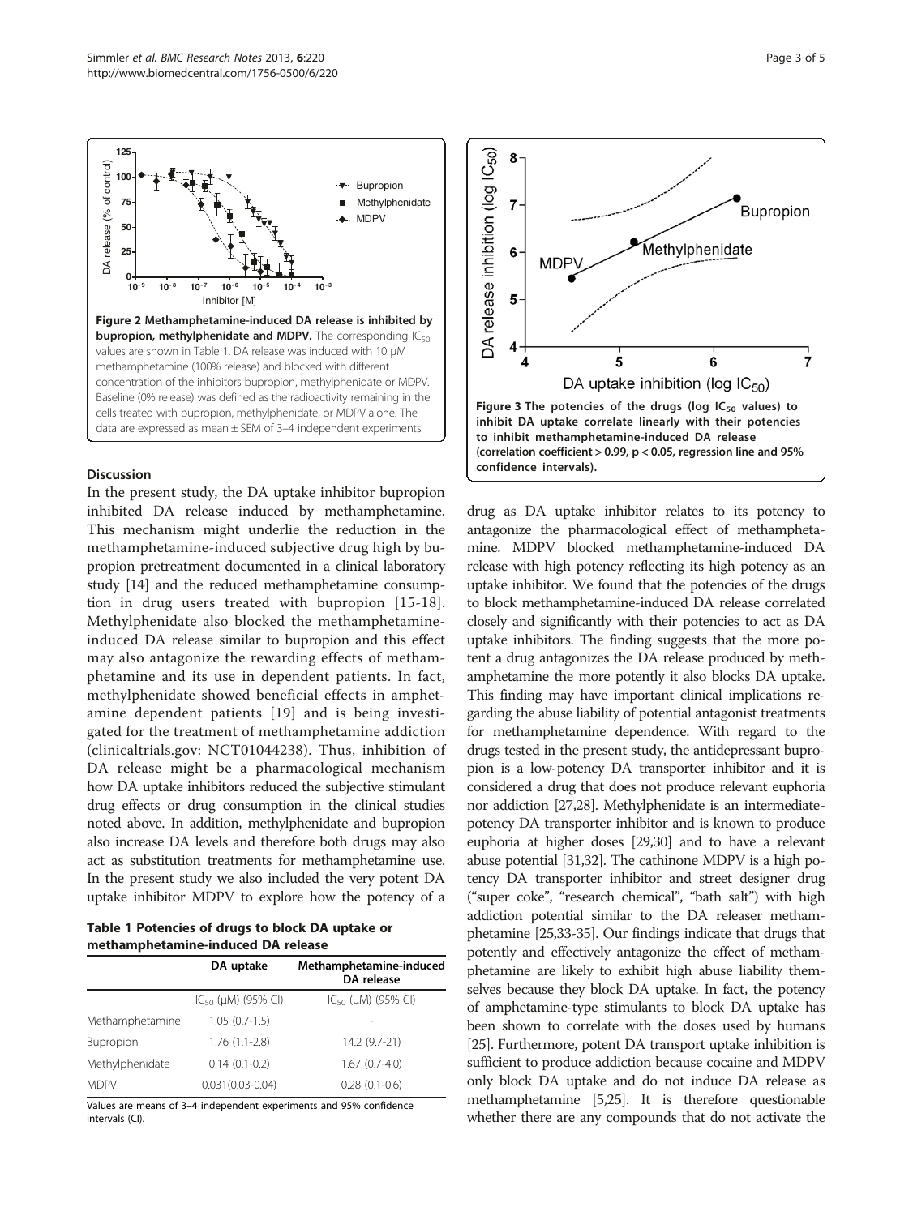Figure 2 Methamphetamine-induced DA release is inhibited by bupropion, methylphenidate and MDPV. The corresponding $IC_{50}$ values are shown in Table 1. DA release was induced with 10 μM methamphetamine (100% release) and blocked with different concentration of the inhibitors bupropion, methylphenidate or MDPV. Baseline (0% release) was defined as the radioactivity remaining in the cells treated with bupropion, methylphenidate, or MDPV alone. The data are expressed as mean ± SEM of 3–4 independent experiments.

Figure 3 The potencies of the drugs (log $IC_{50}$ values) to inhibit DA uptake correlate linearly with their potencies to inhibit methamphetamine-induced DA release (correlation coefficient > 0.99, $p < 0.05$, regression line and 95% confidence intervals).

## Discussion

In the present study, the DA uptake inhibitor bupropion inhibited DA release induced by methamphetamine. This mechanism might underlie the reduction in the methamphetamine-induced subjective drug high by bupropion pretreatment documented in a clinical laboratory study [14] and the reduced methamphetamine consumption in drug users treated with bupropion [15-18]. Methylphenidate also blocked the methamphetamine-induced DA release similar to bupropion and this effect may also antagonize the rewarding effects of methamphetamine and its use in dependent patients. In fact, methylphenidate showed beneficial effects in amphetamine dependent patients [19] and is being investigated for the treatment of methamphetamine addiction (clinicaltrials.gov: NCT01044238). Thus, inhibition of DA release might be a pharmacological mechanism how DA uptake inhibitors reduced the subjective stimulant drug effects or drug consumption in the clinical studies noted above. In addition, methylphenidate and bupropion also increase DA levels and therefore both drugs may also act as substitution treatments for methamphetamine use. In the present study we also included the very potent DA uptake inhibitor MDPV to explore how the potency of a drug as DA uptake inhibitor relates to its potency to antagonize the pharmacological effect of methamphetamine. MDPV blocked methamphetamine-induced DA release with high potency reflecting its high potency as an uptake inhibitor. We found that the potencies of the drugs to block methamphetamine-induced DA release correlated closely and significantly with their potencies to act as DA uptake inhibitors. The finding suggests that the more potent a drug antagonizes the DA release produced by methamphetamine the more potently it also blocks DA uptake. This finding may have important clinical implications regarding the abuse liability of potential antagonist treatments for methamphetamine dependence. With regard to the drugs tested in the present study, the antidepressant bupropion is a low-potency DA transporter inhibitor and it is considered a drug that does not produce relevant euphoria nor addiction [27,28]. Methylphenidate is an intermediate-potency DA transporter inhibitor and is known to produce euphoria at higher doses [29,30] and to have a relevant abuse potential [31,32]. The cathinone MDPV is a high potency DA transporter inhibitor and street designer drug ("super coke", "research chemical", "bath salt") with high addiction potential similar to the DA releaser methamphetamine [25,33-35]. Our findings indicate that drugs that potently and effectively antagonize the effect of methamphetamine are likely to exhibit high abuse liability themselves because they block DA uptake. In fact, the potency of amphetamine-type stimulants to block DA uptake has been shown to correlate with the doses used by humans [25]. Furthermore, potent DA transport uptake inhibition is sufficient to produce addiction because cocaine and MDPV only block DA uptake and do not induce DA release as methamphetamine [5,25]. It is therefore questionable whether there are any compounds that do not activate the

**Table 1 Potencies of drugs to block DA uptake or methamphetamine-induced DA release**

| | DA uptake | Methamphetamine-induced DA release |
|---|---|---|
| | $IC_{50}$ (μM) (95% CI) | $IC_{50}$ (μM) (95% CI) |
| Methamphetamine | 1.05 (0.7-1.5) | - |
| Bupropion | 1.76 (1.1-2.8) | 14.2 (9.7-21) |
| Methylphenidate | 0.14 (0.1-0.2) | 1.67 (0.7-4.0) |
| MDPV | 0.031(0.03-0.04) | 0.28 (0.1-0.6) |

Values are means of 3–4 independent experiments and 95% confidence intervals (CI).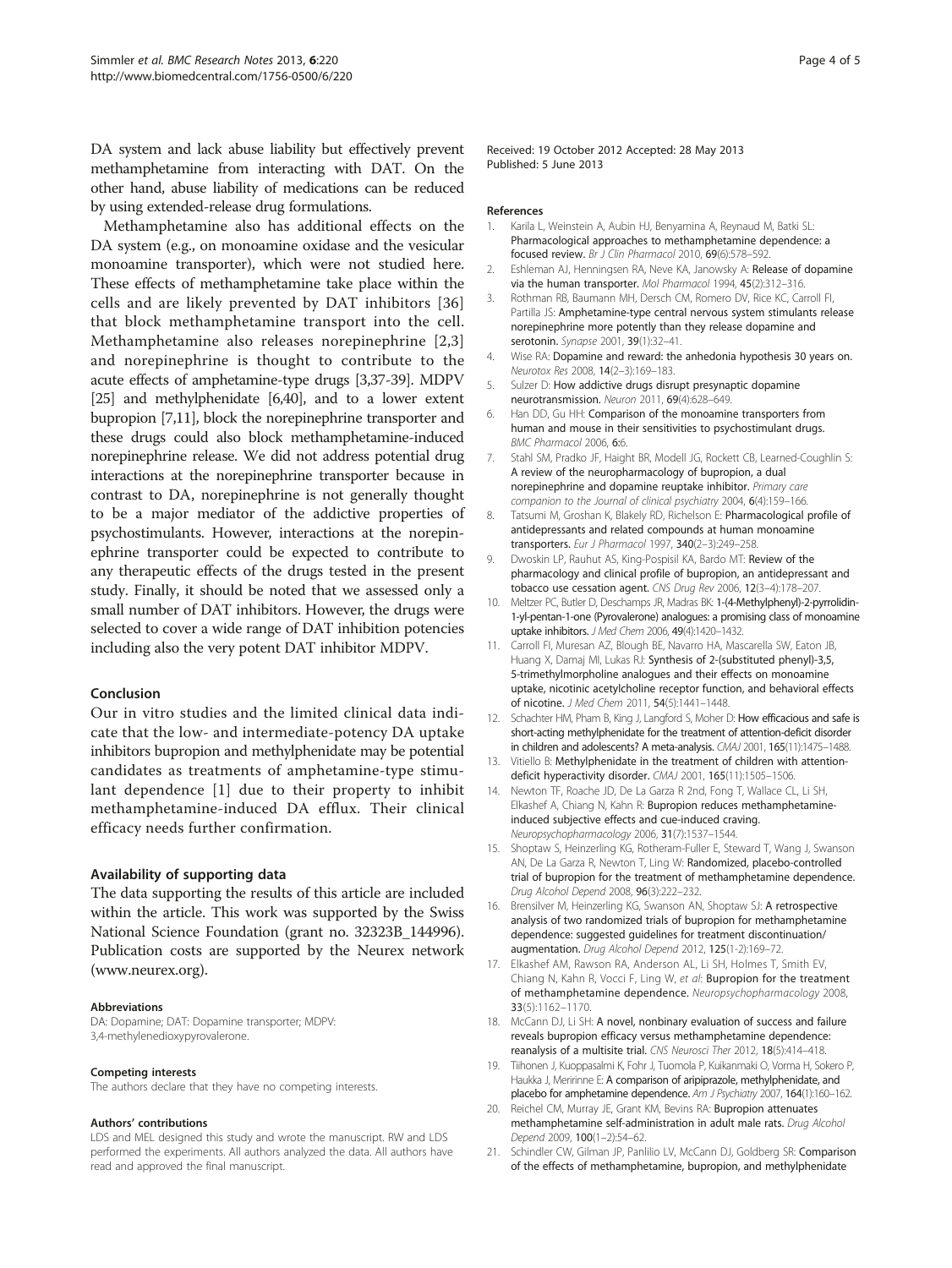DA system and lack abuse liability but effectively prevent methamphetamine from interacting with DAT. On the other hand, abuse liability of medications can be reduced by using extended-release drug formulations.

Methamphetamine also has additional effects on the DA system (e.g., on monoamine oxidase and the vesicular monoamine transporter), which were not studied here. These effects of methamphetamine take place within the cells and are likely prevented by DAT inhibitors [36] that block methamphetamine transport into the cell. Methamphetamine also releases norepinephrine [2,3] and norepinephrine is thought to contribute to the acute effects of amphetamine-type drugs [3,37-39]. MDPV [25] and methylphenidate [6,40], and to a lower extent bupropion [7,11], block the norepinephrine transporter and these drugs could also block methamphetamine-induced norepinephrine release. We did not address potential drug interactions at the norepinephrine transporter because in contrast to DA, norepinephrine is not generally thought to be a major mediator of the addictive properties of psychostimulants. However, interactions at the norepinephrine transporter could be expected to contribute to any therapeutic effects of the drugs tested in the present study. Finally, it should be noted that we assessed only a small number of DAT inhibitors. However, the drugs were selected to cover a wide range of DAT inhibition potencies including also the very potent DAT inhibitor MDPV.

## Conclusion

Our in vitro studies and the limited clinical data indicate that the low- and intermediate-potency DA uptake inhibitors bupropion and methylphenidate may be potential candidates as treatments of amphetamine-type stimulant dependence [1] due to their property to inhibit methamphetamine-induced DA efflux. Their clinical efficacy needs further confirmation.

### Availability of supporting data

The data supporting the results of this article are included within the article. This work was supported by the Swiss National Science Foundation (grant no. 32323B_144996). Publication costs are supported by the Neurex network (www.neurex.org).

#### Abbreviations

DA: Dopamine; DAT: Dopamine transporter; MDPV: 3,4-methylenedioxypyrovalerone.

#### Competing interests

The authors declare that they have no competing interests.

#### Authors' contributions

LDS and MEL designed this study and wrote the manuscript. RW and LDS performed the experiments. All authors analyzed the data. All authors have read and approved the final manuscript.

Received: 19 October 2012 Accepted: 28 May 2013
Published: 5 June 2013

#### References

1. Karila L, Weinstein A, Aubin HJ, Benyamina A, Reynaud M, Batki SL: **Pharmacological approaches to methamphetamine dependence: a focused review.** *Br J Clin Pharmacol* 2010, **69**(6):578–592.
2. Eshleman AJ, Henningsen RA, Neve KA, Janowsky A: **Release of dopamine via the human transporter.** *Mol Pharmacol* 1994, **45**(2):312–316.
3. Rothman RB, Baumann MH, Dersch CM, Romero DV, Rice KC, Carroll FI, Partilla JS: **Amphetamine-type central nervous system stimulants release norepinephrine more potently than they release dopamine and serotonin.** *Synapse* 2001, **39**(1):32–41.
4. Wise RA: **Dopamine and reward: the anhedonia hypothesis 30 years on.** *Neurotox Res* 2008, **14**(2–3):169–183.
5. Sulzer D: **How addictive drugs disrupt presynaptic dopamine neurotransmission.** *Neuron* 2011, **69**(4):628–649.
6. Han DD, Gu HH: **Comparison of the monoamine transporters from human and mouse in their sensitivities to psychostimulant drugs.** *BMC Pharmacol* 2006, **6**:6.
7. Stahl SM, Pradko JF, Haight BR, Modell JG, Rockett CB, Learned-Coughlin S: **A review of the neuropharmacology of bupropion, a dual norepinephrine and dopamine reuptake inhibitor.** *Primary care companion to the Journal of clinical psychiatry* 2004, **6**(4):159–166.
8. Tatsumi M, Groshan K, Blakely RD, Richelson E: **Pharmacological profile of antidepressants and related compounds at human monoamine transporters.** *Eur J Pharmacol* 1997, **340**(2–3):249–258.
9. Dwoskin LP, Rauhut AS, King-Pospisil KA, Bardo MT: **Review of the pharmacology and clinical profile of bupropion, an antidepressant and tobacco use cessation agent.** *CNS Drug Rev* 2006, **12**(3–4):178–207.
10. Meltzer PC, Butler D, Deschamps JR, Madras BK: **1-(4-Methylphenyl)-2-pyrrolidin-1-yl-pentan-1-one (Pyrovalerone) analogues: a promising class of monoamine uptake inhibitors.** *J Med Chem* 2006, **49**(4):1420–1432.
11. Carroll FI, Muresan AZ, Blough BE, Navarro HA, Mascarella SW, Eaton JB, Huang X, Damaj MI, Lukas RJ: **Synthesis of 2-(substituted phenyl)-3,5, 5-trimethylmorpholine analogues and their effects on monoamine uptake, nicotinic acetylcholine receptor function, and behavioral effects of nicotine.** *J Med Chem* 2011, **54**(5):1441–1448.
12. Schachter HM, Pham B, King J, Langford S, Moher D: **How efficacious and safe is short-acting methylphenidate for the treatment of attention-deficit disorder in children and adolescents? A meta-analysis.** *CMAJ* 2001, **165**(11):1475–1488.
13. Vitiello B: **Methylphenidate in the treatment of children with attention-deficit hyperactivity disorder.** *CMAJ* 2001, **165**(11):1505–1506.
14. Newton TF, Roache JD, De La Garza R 2nd, Fong T, Wallace CL, Li SH, Elkashef A, Chiang N, Kahn R: **Bupropion reduces methamphetamine-induced subjective effects and cue-induced craving.** *Neuropsychopharmacology* 2006, **31**(7):1537–1544.
15. Shoptaw S, Heinzerling KG, Rotheram-Fuller E, Steward T, Wang J, Swanson AN, De La Garza R, Newton T, Ling W: **Randomized, placebo-controlled trial of bupropion for the treatment of methamphetamine dependence.** *Drug Alcohol Depend* 2008, **96**(3):222–232.
16. Brensilver M, Heinzerling KG, Swanson AN, Shoptaw SJ: **A retrospective analysis of two randomized trials of bupropion for methamphetamine dependence: suggested guidelines for treatment discontinuation/ augmentation.** *Drug Alcohol Depend* 2012, **125**(1-2):169–72.
17. Elkashef AM, Rawson RA, Anderson AL, Li SH, Holmes T, Smith EV, Chiang N, Kahn R, Vocci F, Ling W, *et al*: **Bupropion for the treatment of methamphetamine dependence.** *Neuropsychopharmacology* 2008, **33**(5):1162–1170.
18. McCann DJ, Li SH: **A novel, nonbinary evaluation of success and failure reveals bupropion efficacy versus methamphetamine dependence: reanalysis of a multisite trial.** *CNS Neurosci Ther* 2012, **18**(5):414–418.
19. Tiihonen J, Kuoppasalmi K, Fohr J, Tuomola P, Kuikanmaki O, Vorma H, Sokero P, Haukka J, Meririnne E: **A comparison of aripiprazole, methylphenidate, and placebo for amphetamine dependence.** *Am J Psychiatry* 2007, **164**(1):160–162.
20. Reichel CM, Murray JE, Grant KM, Bevins RA: **Bupropion attenuates methamphetamine self-administration in adult male rats.** *Drug Alcohol Depend* 2009, **100**(1–2):54–62.
21. Schindler CW, Gilman JP, Panlilio LV, McCann DJ, Goldberg SR: **Comparison of the effects of methamphetamine, bupropion, and methylphenidate**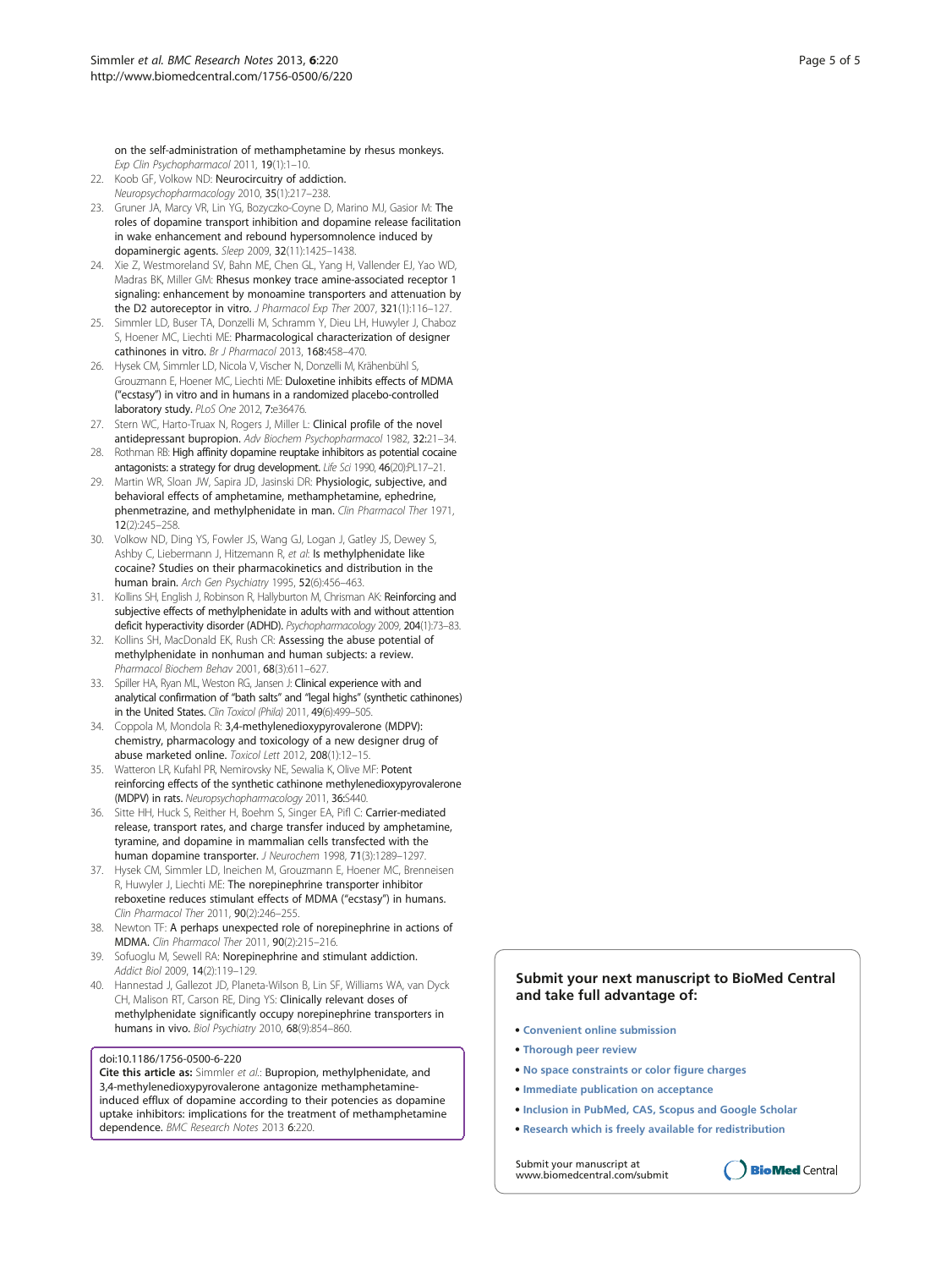on the self-administration of methamphetamine by rhesus monkeys. *Exp Clin Psychopharmacol* 2011, **19**(1):1–10.

22. Koob GF, Volkow ND: **Neurocircuitry of addiction.** *Neuropsychopharmacology* 2010, **35**(1):217–238.
23. Gruner JA, Marcy VR, Lin YG, Bozyczko-Coyne D, Marino MJ, Gasior M: **The roles of dopamine transport inhibition and dopamine release facilitation in wake enhancement and rebound hypersomnolence induced by dopaminergic agents.** *Sleep* 2009, **32**(11):1425–1438.
24. Xie Z, Westmoreland SV, Bahn ME, Chen GL, Yang H, Vallender EJ, Yao WD, Madras BK, Miller GM: **Rhesus monkey trace amine-associated receptor 1 signaling: enhancement by monoamine transporters and attenuation by the D2 autoreceptor in vitro.** *J Pharmacol Exp Ther* 2007, **321**(1):116–127.
25. Simmler LD, Buser TA, Donzelli M, Schramm Y, Dieu LH, Huwyler J, Chaboz S, Hoener MC, Liechti ME: **Pharmacological characterization of designer cathinones in vitro.** *Br J Pharmacol* 2013, **168**:458–470.
26. Hysek CM, Simmler LD, Nicola V, Vischer N, Donzelli M, Krähenbühl S, Grouzmann E, Hoener MC, Liechti ME: **Duloxetine inhibits effects of MDMA ("ecstasy") in vitro and in humans in a randomized placebo-controlled laboratory study.** *PLoS One* 2012, **7**:e36476.
27. Stern WC, Harto-Truax N, Rogers J, Miller L: **Clinical profile of the novel antidepressant bupropion.** *Adv Biochem Psychopharmacol* 1982, **32**:21–34.
28. Rothman RB: **High affinity dopamine reuptake inhibitors as potential cocaine antagonists: a strategy for drug development.** *Life Sci* 1990, **46**(20):PL17–21.
29. Martin WR, Sloan JW, Sapira JD, Jasinski DR: **Physiologic, subjective, and behavioral effects of amphetamine, methamphetamine, ephedrine, phenmetrazine, and methylphenidate in man.** *Clin Pharmacol Ther* 1971, **12**(2):245–258.
30. Volkow ND, Ding YS, Fowler JS, Wang GJ, Logan J, Gatley JS, Dewey S, Ashby C, Liebermann J, Hitzemann R, *et al*: **Is methylphenidate like cocaine? Studies on their pharmacokinetics and distribution in the human brain.** *Arch Gen Psychiatry* 1995, **52**(6):456–463.
31. Kollins SH, English J, Robinson R, Hallyburton M, Chrisman AK: **Reinforcing and subjective effects of methylphenidate in adults with and without attention deficit hyperactivity disorder (ADHD).** *Psychopharmacology* 2009, **204**(1):73–83.
32. Kollins SH, MacDonald EK, Rush CR: **Assessing the abuse potential of methylphenidate in nonhuman and human subjects: a review.** *Pharmacol Biochem Behav* 2001, **68**(3):611–627.
33. Spiller HA, Ryan ML, Weston RG, Jansen J: **Clinical experience with and analytical confirmation of "bath salts" and "legal highs" (synthetic cathinones) in the United States.** *Clin Toxicol (Phila)* 2011, **49**(6):499–505.
34. Coppola M, Mondola R: **3,4-methylenedioxypyrovalerone (MDPV): chemistry, pharmacology and toxicology of a new designer drug of abuse marketed online.** *Toxicol Lett* 2012, **208**(1):12–15.
35. Watterson LR, Kufahl PR, Nemirovsky NE, Sewalia K, Olive MF: **Potent reinforcing effects of the synthetic cathinone methylenedioxypyrovalerone (MDPV) in rats.** *Neuropsychopharmacology* 2011, **36**:S440.
36. Sitte HH, Huck S, Reither H, Boehm S, Singer EA, Pifl C: **Carrier-mediated release, transport rates, and charge transfer induced by amphetamine, tyramine, and dopamine in mammalian cells transfected with the human dopamine transporter.** *J Neurochem* 1998, **71**(3):1289–1297.
37. Hysek CM, Simmler LD, Ineichen M, Grouzmann E, Hoener MC, Brenneisen R, Huwyler J, Liechti ME: **The norepinephrine transporter inhibitor reboxetine reduces stimulant effects of MDMA ("ecstasy") in humans.** *Clin Pharmacol Ther* 2011, **90**(2):246–255.
38. Newton TF: **A perhaps unexpected role of norepinephrine in actions of MDMA.** *Clin Pharmacol Ther* 2011, **90**(2):215–216.
39. Sofuoglu M, Sewell RA: **Norepinephrine and stimulant addiction.** *Addict Biol* 2009, **14**(2):119–129.
40. Hannestad J, Gallezot JD, Planeta-Wilson B, Lin SF, Williams WA, van Dyck CH, Malison RT, Carson RE, Ding YS: **Clinically relevant doses of methylphenidate significantly occupy norepinephrine transporters in humans in vivo.** *Biol Psychiatry* 2010, **68**(9):854–860.

doi:10.1186/1756-0500-6-220

**Cite this article as:** Simmler *et al.*: Bupropion, methylphenidate, and 3,4-methylenedioxypyrovalerone antagonize methamphetamine-induced efflux of dopamine according to their potencies as dopamine uptake inhibitors: implications for the treatment of methamphetamine dependence. *BMC Research Notes* 2013 **6**:220.

**Submit your next manuscript to BioMed Central and take full advantage of:**

- **Convenient online submission**
- **Thorough peer review**
- **No space constraints or color figure charges**
- **Immediate publication on acceptance**
- **Inclusion in PubMed, CAS, Scopus and Google Scholar**
- **Research which is freely available for redistribution**

Submit your manuscript at
www.biomedcentral.com/submit

BioMed Central